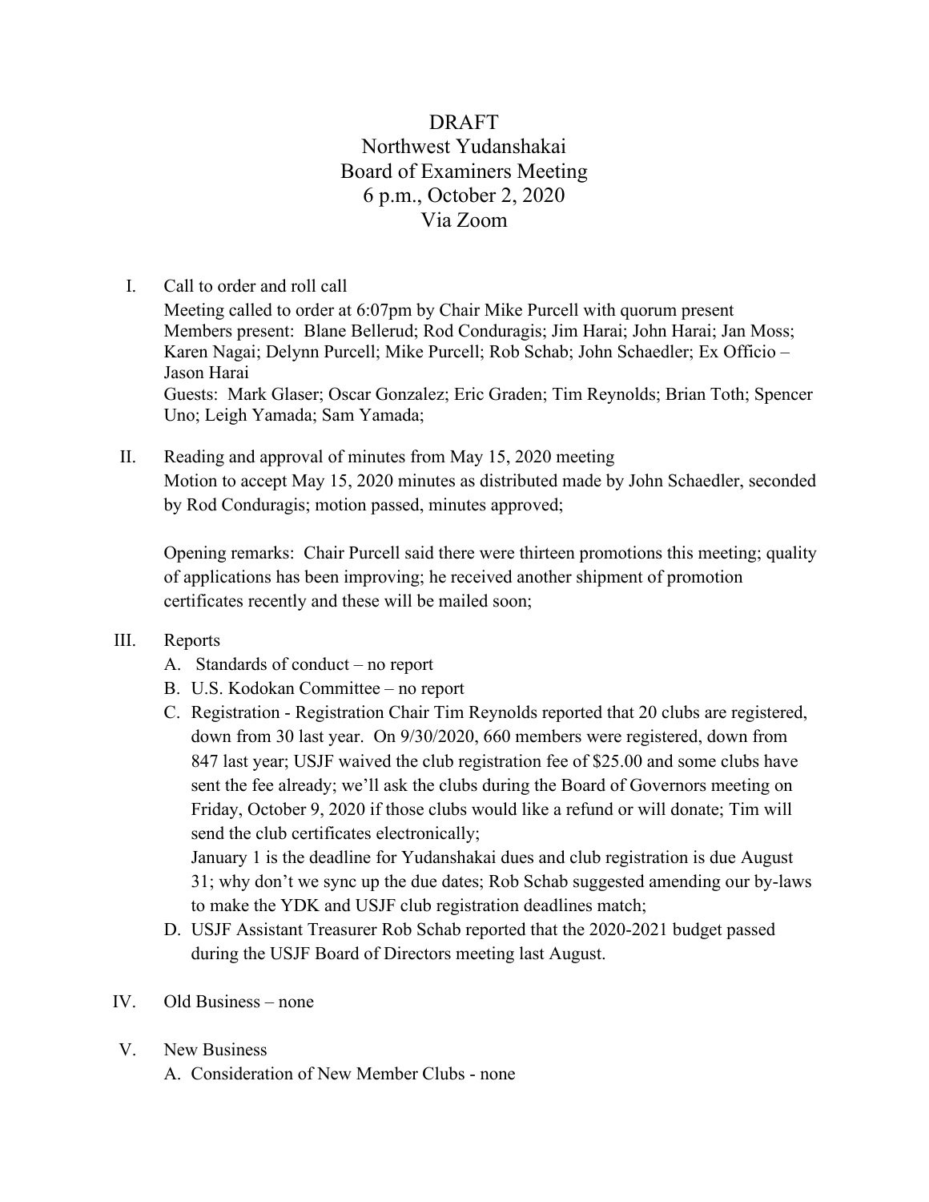# DRAFT
# Northwest Yudanshakai
## Board of Examiners Meeting
## 6 p.m., October 2, 2020
## Via Zoom

I. Call to order and roll call

Meeting called to order at 6:07pm by Chair Mike Purcell with quorum present
Members present: Blane Bellerud; Rod Conduragis; Jim Harai; John Harai; Jan Moss; Karen Nagai; Delynn Purcell; Mike Purcell; Rob Schab; John Schaedler; Ex Officio – Jason Harai
Guests: Mark Glaser; Oscar Gonzalez; Eric Graden; Tim Reynolds; Brian Toth; Spencer Uno; Leigh Yamada; Sam Yamada;

II. Reading and approval of minutes from May 15, 2020 meeting

Motion to accept May 15, 2020 minutes as distributed made by John Schaedler, seconded by Rod Conduragis; motion passed, minutes approved;

Opening remarks: Chair Purcell said there were thirteen promotions this meeting; quality of applications has been improving; he received another shipment of promotion certificates recently and these will be mailed soon;

III. Reports

A. Standards of conduct – no report

B. U.S. Kodokan Committee – no report

C. Registration - Registration Chair Tim Reynolds reported that 20 clubs are registered, down from 30 last year. On 9/30/2020, 660 members were registered, down from 847 last year; USJF waived the club registration fee of $25.00 and some clubs have sent the fee already; we'll ask the clubs during the Board of Governors meeting on Friday, October 9, 2020 if those clubs would like a refund or will donate; Tim will send the club certificates electronically;
January 1 is the deadline for Yudanshakai dues and club registration is due August 31; why don't we sync up the due dates; Rob Schab suggested amending our by-laws to make the YDK and USJF club registration deadlines match;

D. USJF Assistant Treasurer Rob Schab reported that the 2020-2021 budget passed during the USJF Board of Directors meeting last August.

IV. Old Business – none

V. New Business

A. Consideration of New Member Clubs - none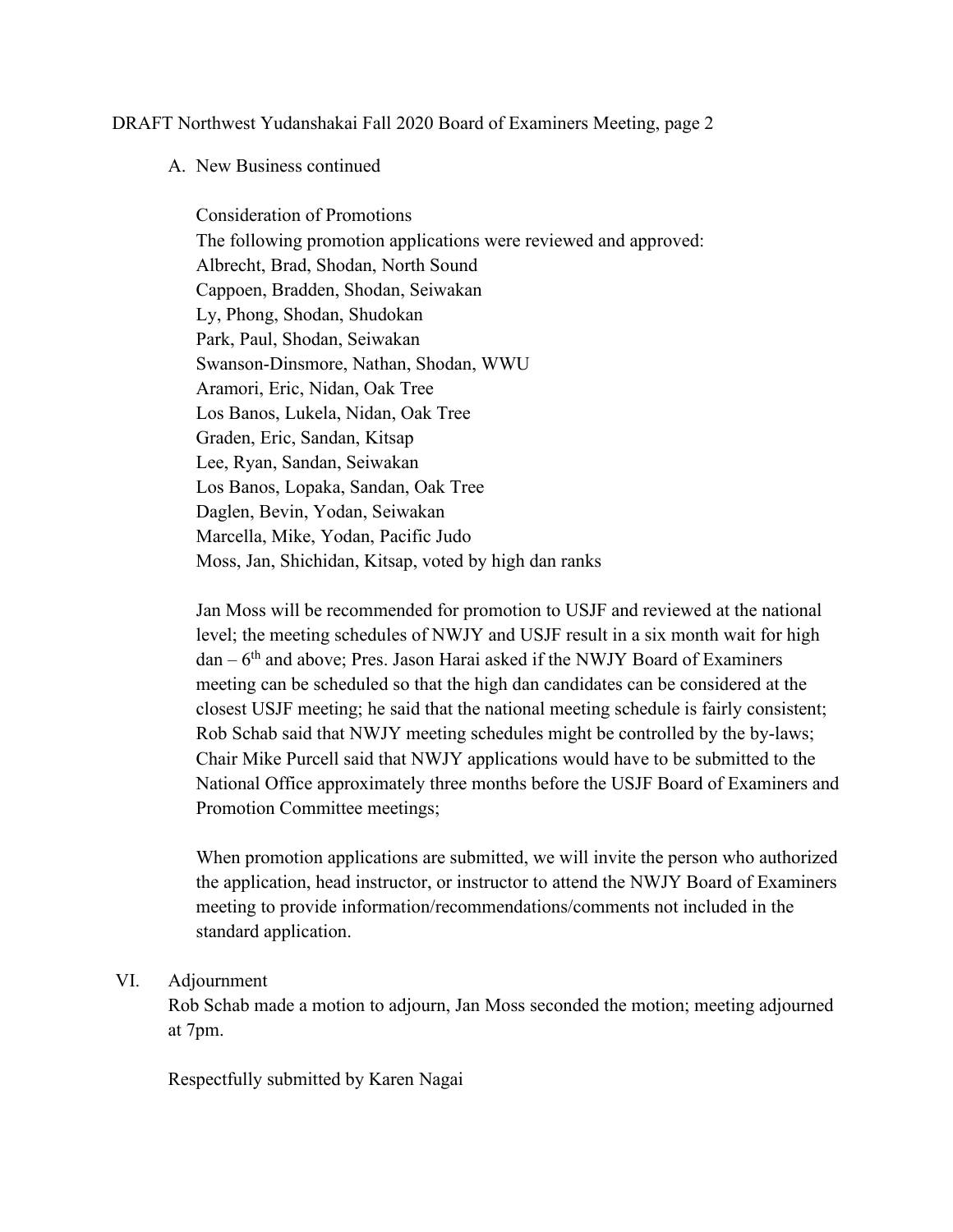A. New Business continued

Consideration of Promotions
The following promotion applications were reviewed and approved:
Albrecht, Brad, Shodan, North Sound
Cappoen, Bradden, Shodan, Seiwakan
Ly, Phong, Shodan, Shudokan
Park, Paul, Shodan, Seiwakan
Swanson-Dinsmore, Nathan, Shodan, WWU
Aramori, Eric, Nidan, Oak Tree
Los Banos, Lukela, Nidan, Oak Tree
Graden, Eric, Sandan, Kitsap
Lee, Ryan, Sandan, Seiwakan
Los Banos, Lopaka, Sandan, Oak Tree
Daglen, Bevin, Yodan, Seiwakan
Marcella, Mike, Yodan, Pacific Judo
Moss, Jan, Shichidan, Kitsap, voted by high dan ranks

Jan Moss will be recommended for promotion to USJF and reviewed at the national level; the meeting schedules of NWJY and USJF result in a six month wait for high dan – 6th and above; Pres. Jason Harai asked if the NWJY Board of Examiners meeting can be scheduled so that the high dan candidates can be considered at the closest USJF meeting; he said that the national meeting schedule is fairly consistent; Rob Schab said that NWJY meeting schedules might be controlled by the by-laws; Chair Mike Purcell said that NWJY applications would have to be submitted to the National Office approximately three months before the USJF Board of Examiners and Promotion Committee meetings;

When promotion applications are submitted, we will invite the person who authorized the application, head instructor, or instructor to attend the NWJY Board of Examiners meeting to provide information/recommendations/comments not included in the standard application.

VI. Adjournment

Rob Schab made a motion to adjourn, Jan Moss seconded the motion; meeting adjourned at 7pm.

Respectfully submitted by Karen Nagai